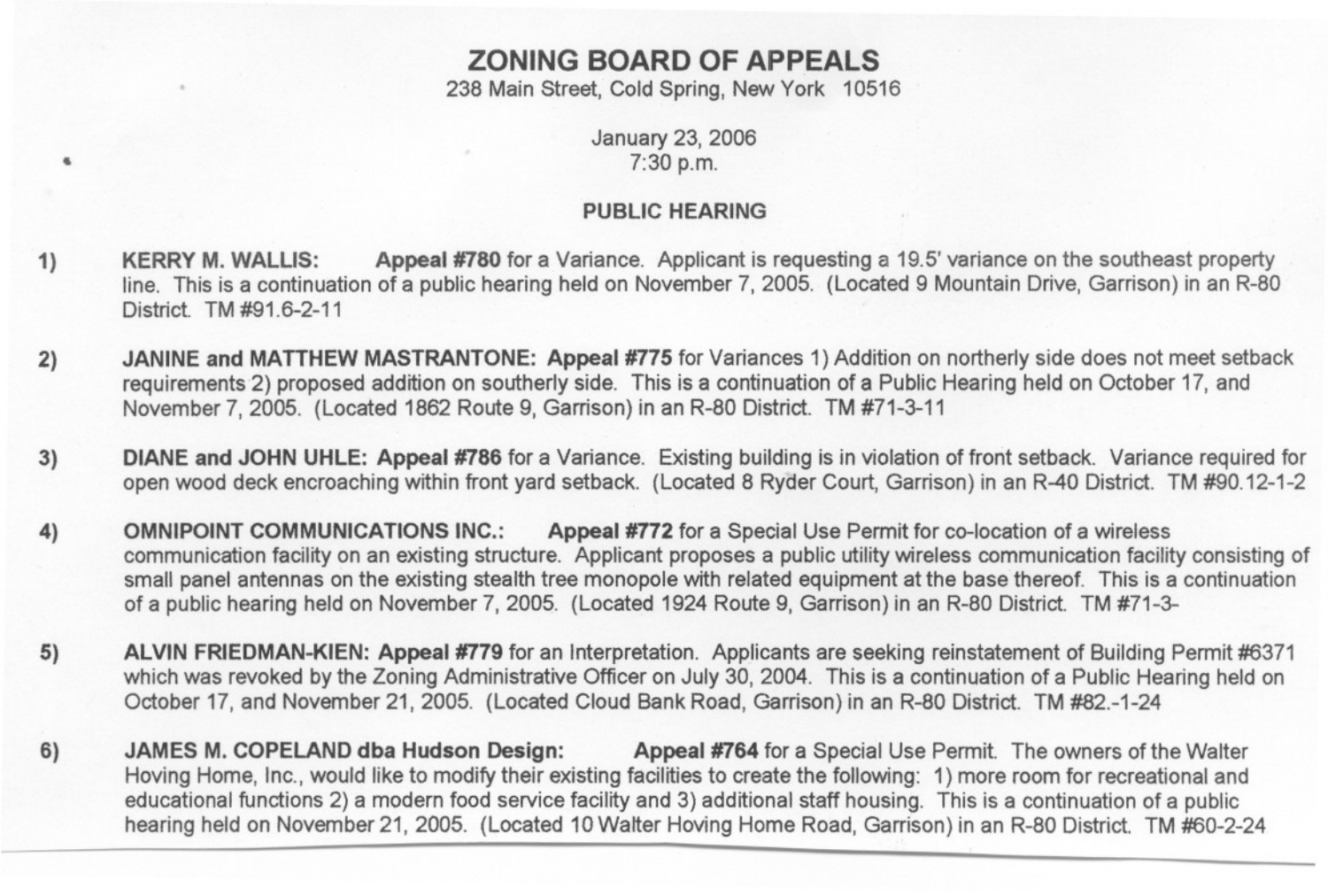# ZONING BOARD OF APPEALS

238 Main Street, Cold Spring, New York 10516

January 23, 2006
7:30 p.m.

## PUBLIC HEARING

1) **KERRY M. WALLIS:** **Appeal #780** for a Variance. Applicant is requesting a 19.5' variance on the southeast property line. This is a continuation of a public hearing held on November 7, 2005. (Located 9 Mountain Drive, Garrison) in an R-80 District. TM #91.6-2-11

2) **JANINE and MATTHEW MASTRANTONE: Appeal #775** for Variances 1) Addition on northerly side does not meet setback requirements 2) proposed addition on southerly side. This is a continuation of a Public Hearing held on October 17, and November 7, 2005. (Located 1862 Route 9, Garrison) in an R-80 District. TM #71-3-11

3) **DIANE and JOHN UHLE: Appeal #786** for a Variance. Existing building is in violation of front setback. Variance required for open wood deck encroaching within front yard setback. (Located 8 Ryder Court, Garrison) in an R-40 District. TM #90.12-1-2

4) **OMNIPOINT COMMUNICATIONS INC.:** **Appeal #772** for a Special Use Permit for co-location of a wireless communication facility on an existing structure. Applicant proposes a public utility wireless communication facility consisting of small panel antennas on the existing stealth tree monopole with related equipment at the base thereof. This is a continuation of a public hearing held on November 7, 2005. (Located 1924 Route 9, Garrison) in an R-80 District. TM #71-3-

5) **ALVIN FRIEDMAN-KIEN: Appeal #779** for an Interpretation. Applicants are seeking reinstatement of Building Permit #6371 which was revoked by the Zoning Administrative Officer on July 30, 2004. This is a continuation of a Public Hearing held on October 17, and November 21, 2005. (Located Cloud Bank Road, Garrison) in an R-80 District. TM #82.-1-24

6) **JAMES M. COPELAND dba Hudson Design:** **Appeal #764** for a Special Use Permit. The owners of the Walter Hoving Home, Inc., would like to modify their existing facilities to create the following: 1) more room for recreational and educational functions 2) a modern food service facility and 3) additional staff housing. This is a continuation of a public hearing held on November 21, 2005. (Located 10 Walter Hoving Home Road, Garrison) in an R-80 District. TM #60-2-24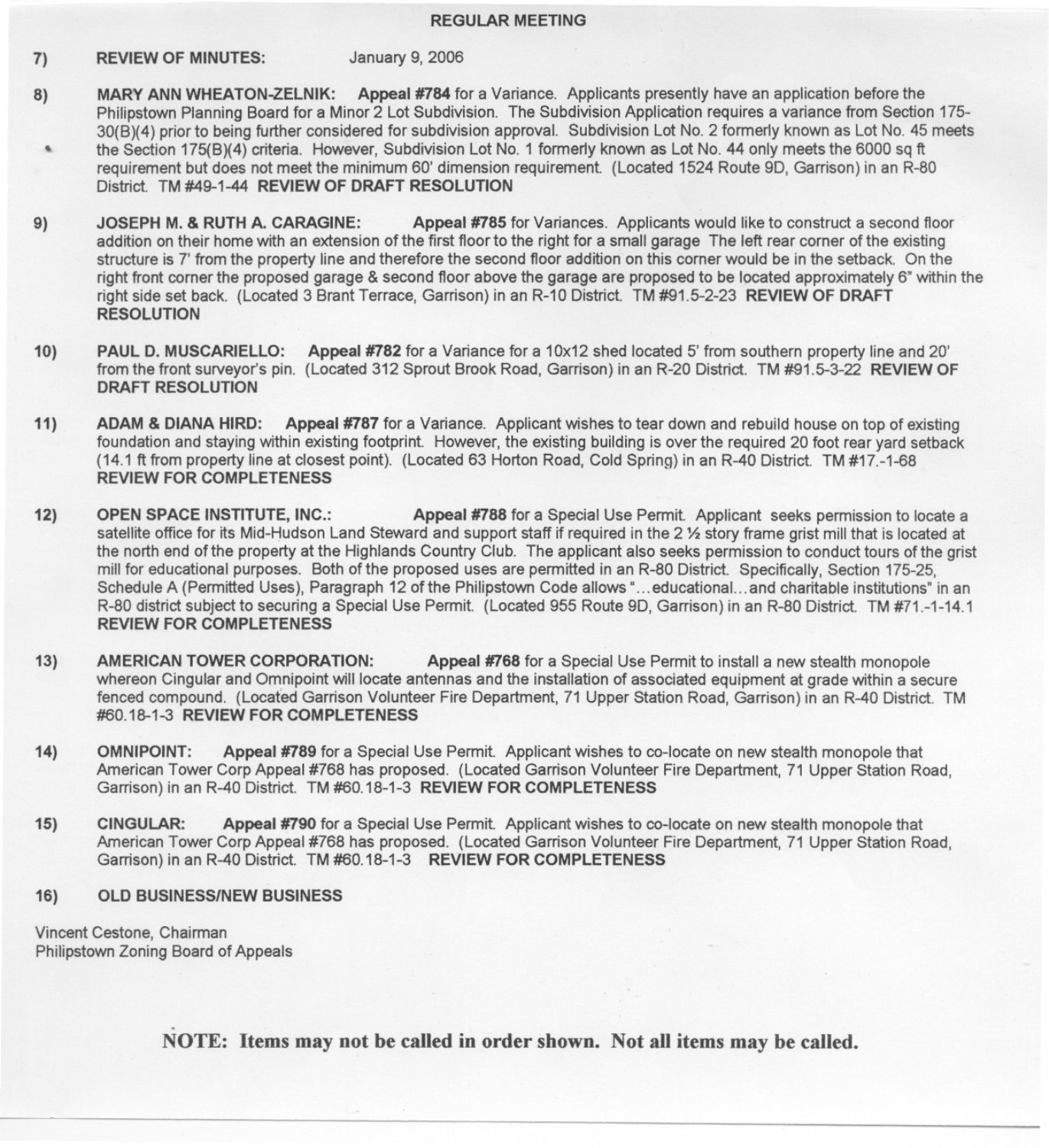## REGULAR MEETING

7) **REVIEW OF MINUTES:** January 9, 2006

8) **MARY ANN WHEATON-ZELNIK: Appeal #784** for a Variance. Applicants presently have an application before the Philipstown Planning Board for a Minor 2 Lot Subdivision. The Subdivision Application requires a variance from Section 175-30(B)(4) prior to being further considered for subdivision approval. Subdivision Lot No. 2 formerly known as Lot No. 45 meets the Section 175(B)(4) criteria. However, Subdivision Lot No. 1 formerly known as Lot No. 44 only meets the 6000 sq ft requirement but does not meet the minimum 60' dimension requirement. (Located 1524 Route 9D, Garrison) in an R-80 District. TM #49-1-44 **REVIEW OF DRAFT RESOLUTION**

9) **JOSEPH M. & RUTH A. CARAGINE: Appeal #785** for Variances. Applicants would like to construct a second floor addition on their home with an extension of the first floor to the right for a small garage The left rear corner of the existing structure is 7' from the property line and therefore the second floor addition on this corner would be in the setback. On the right front corner the proposed garage & second floor above the garage are proposed to be located approximately 6" within the right side set back. (Located 3 Brant Terrace, Garrison) in an R-10 District. TM #91.5-2-23 **REVIEW OF DRAFT RESOLUTION**

10) **PAUL D. MUSCARIELLO: Appeal #782** for a Variance for a 10x12 shed located 5' from southern property line and 20' from the front surveyor's pin. (Located 312 Sprout Brook Road, Garrison) in an R-20 District. TM #91.5-3-22 **REVIEW OF DRAFT RESOLUTION**

11) **ADAM & DIANA HIRD: Appeal #787** for a Variance. Applicant wishes to tear down and rebuild house on top of existing foundation and staying within existing footprint. However, the existing building is over the required 20 foot rear yard setback (14.1 ft from property line at closest point). (Located 63 Horton Road, Cold Spring) in an R-40 District. TM #17.-1-68 **REVIEW FOR COMPLETENESS**

12) **OPEN SPACE INSTITUTE, INC.: Appeal #788** for a Special Use Permit. Applicant seeks permission to locate a satellite office for its Mid-Hudson Land Steward and support staff if required in the 2 ½ story frame grist mill that is located at the north end of the property at the Highlands Country Club. The applicant also seeks permission to conduct tours of the grist mill for educational purposes. Both of the proposed uses are permitted in an R-80 District. Specifically, Section 175-25, Schedule A (Permitted Uses), Paragraph 12 of the Philipstown Code allows "...educational...and charitable institutions" in an R-80 district subject to securing a Special Use Permit. (Located 955 Route 9D, Garrison) in an R-80 District. TM #71.-1-14.1 **REVIEW FOR COMPLETENESS**

13) **AMERICAN TOWER CORPORATION: Appeal #768** for a Special Use Permit to install a new stealth monopole whereon Cingular and Omnipoint will locate antennas and the installation of associated equipment at grade within a secure fenced compound. (Located Garrison Volunteer Fire Department, 71 Upper Station Road, Garrison) in an R-40 District. TM #60.18-1-3 **REVIEW FOR COMPLETENESS**

14) **OMNIPOINT: Appeal #789** for a Special Use Permit. Applicant wishes to co-locate on new stealth monopole that American Tower Corp Appeal #768 has proposed. (Located Garrison Volunteer Fire Department, 71 Upper Station Road, Garrison) in an R-40 District. TM #60.18-1-3 **REVIEW FOR COMPLETENESS**

15) **CINGULAR: Appeal #790** for a Special Use Permit. Applicant wishes to co-locate on new stealth monopole that American Tower Corp Appeal #768 has proposed. (Located Garrison Volunteer Fire Department, 71 Upper Station Road, Garrison) in an R-40 District. TM #60.18-1-3 **REVIEW FOR COMPLETENESS**

16) **OLD BUSINESS/NEW BUSINESS**

Vincent Cestone, Chairman
Philipstown Zoning Board of Appeals

**NOTE: Items may not be called in order shown. Not all items may be called.**